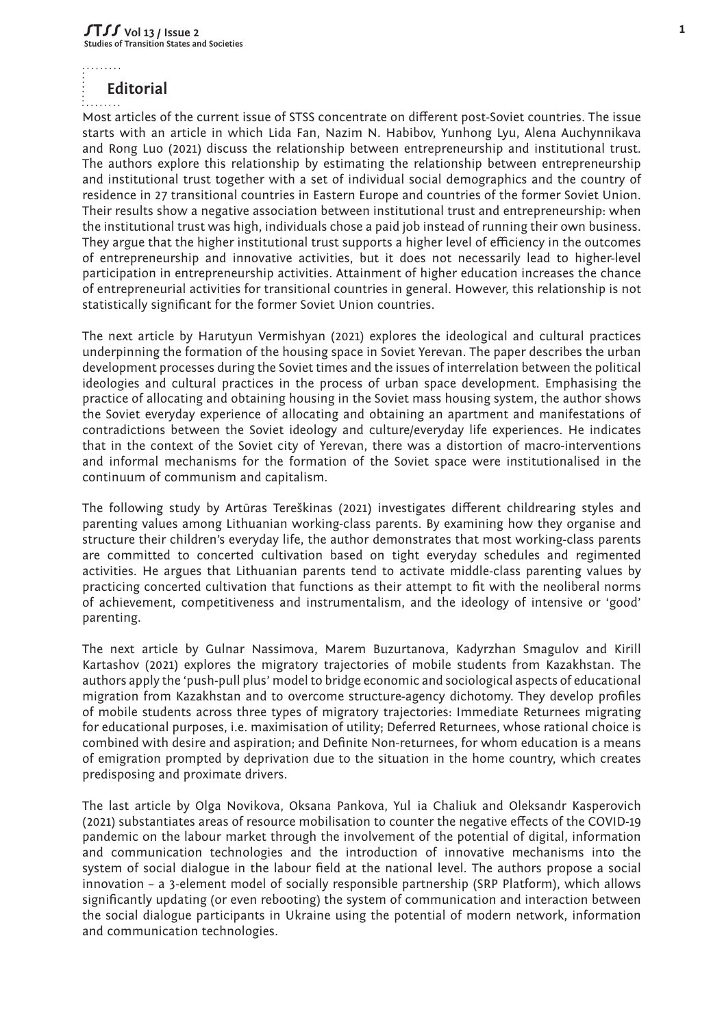# Editorial

Most articles of the current issue of STSS concentrate on different post-Soviet countries. The issue starts with an article in which Lida Fan, Nazim N. Habibov, Yunhong Lyu, Alena Auchynnikava and Rong Luo (2021) discuss the relationship between entrepreneurship and institutional trust. The authors explore this relationship by estimating the relationship between entrepreneurship and institutional trust together with a set of individual social demographics and the country of residence in 27 transitional countries in Eastern Europe and countries of the former Soviet Union. Their results show a negative association between institutional trust and entrepreneurship: when the institutional trust was high, individuals chose a paid job instead of running their own business. They argue that the higher institutional trust supports a higher level of efficiency in the outcomes of entrepreneurship and innovative activities, but it does not necessarily lead to higher-level participation in entrepreneurship activities. Attainment of higher education increases the chance of entrepreneurial activities for transitional countries in general. However, this relationship is not statistically significant for the former Soviet Union countries.

The next article by Harutyun Vermishyan (2021) explores the ideological and cultural practices underpinning the formation of the housing space in Soviet Yerevan. The paper describes the urban development processes during the Soviet times and the issues of interrelation between the political ideologies and cultural practices in the process of urban space development. Emphasising the practice of allocating and obtaining housing in the Soviet mass housing system, the author shows the Soviet everyday experience of allocating and obtaining an apartment and manifestations of contradictions between the Soviet ideology and culture/everyday life experiences. He indicates that in the context of the Soviet city of Yerevan, there was a distortion of macro-interventions and informal mechanisms for the formation of the Soviet space were institutionalised in the continuum of communism and capitalism.

The following study by Artūras Tereškinas (2021) investigates different childrearing styles and parenting values among Lithuanian working-class parents. By examining how they organise and structure their children's everyday life, the author demonstrates that most working-class parents are committed to concerted cultivation based on tight everyday schedules and regimented activities. He argues that Lithuanian parents tend to activate middle-class parenting values by practicing concerted cultivation that functions as their attempt to fit with the neoliberal norms of achievement, competitiveness and instrumentalism, and the ideology of intensive or 'good' parenting.

The next article by Gulnar Nassimova, Marem Buzurtanova, Kadyrzhan Smagulov and Kirill Kartashov (2021) explores the migratory trajectories of mobile students from Kazakhstan. The authors apply the 'push-pull plus' model to bridge economic and sociological aspects of educational migration from Kazakhstan and to overcome structure-agency dichotomy. They develop profiles of mobile students across three types of migratory trajectories: Immediate Returnees migrating for educational purposes, i.e. maximisation of utility; Deferred Returnees, whose rational choice is combined with desire and aspiration; and Definite Non-returnees, for whom education is a means of emigration prompted by deprivation due to the situation in the home country, which creates predisposing and proximate drivers.

The last article by Olga Novikova, Oksana Pankova, Yul ia Chaliuk and Oleksandr Kasperovich (2021) substantiates areas of resource mobilisation to counter the negative effects of the COVID-19 pandemic on the labour market through the involvement of the potential of digital, information and communication technologies and the introduction of innovative mechanisms into the system of social dialogue in the labour field at the national level. The authors propose a social innovation – a 3-element model of socially responsible partnership (SRP Platform), which allows significantly updating (or even rebooting) the system of communication and interaction between the social dialogue participants in Ukraine using the potential of modern network, information and communication technologies.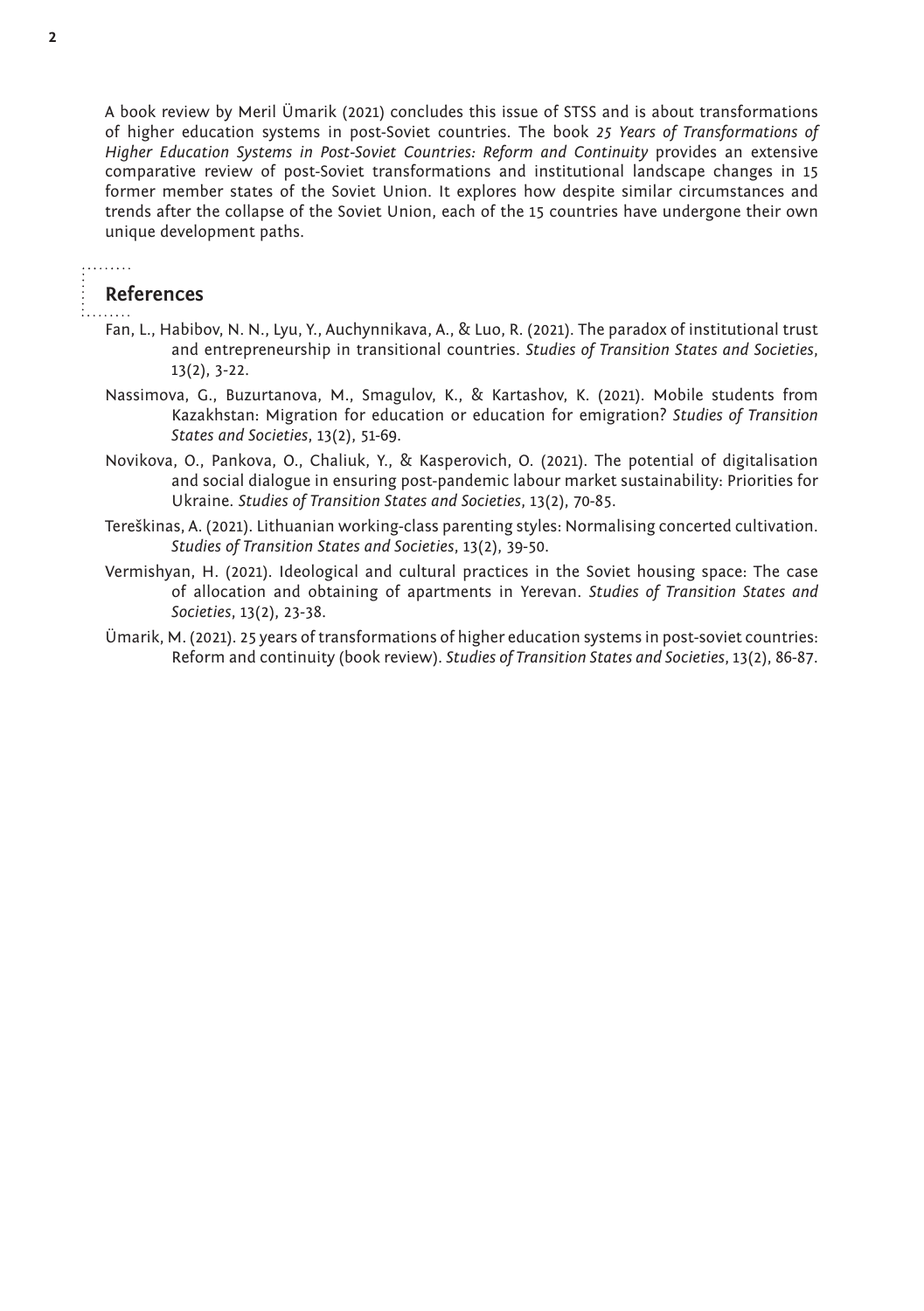A book review by Meril Ümarik (2021) concludes this issue of STSS and is about transformations of higher education systems in post-Soviet countries. The book *25 Years of Transformations of Higher Education Systems in Post-Soviet Countries: Reform and Continuity* provides an extensive comparative review of post-Soviet transformations and institutional landscape changes in 15 former member states of the Soviet Union. It explores how despite similar circumstances and trends after the collapse of the Soviet Union, each of the 15 countries have undergone their own unique development paths.

## References

Fan, L., Habibov, N. N., Lyu, Y., Auchynnikava, A., & Luo, R. (2021). The paradox of institutional trust and entrepreneurship in transitional countries. *Studies of Transition States and Societies*, 13(2), 3-22.

Nassimova, G., Buzurtanova, M., Smagulov, K., & Kartashov, K. (2021). Mobile students from Kazakhstan: Migration for education or education for emigration? *Studies of Transition States and Societies*, 13(2), 51-69.

Novikova, O., Pankova, O., Chaliuk, Y., & Kasperovich, O. (2021). The potential of digitalisation and social dialogue in ensuring post-pandemic labour market sustainability: Priorities for Ukraine. *Studies of Transition States and Societies*, 13(2), 70-85.

Tereškinas, A. (2021). Lithuanian working-class parenting styles: Normalising concerted cultivation. *Studies of Transition States and Societies*, 13(2), 39-50.

Vermishyan, H. (2021). Ideological and cultural practices in the Soviet housing space: The case of allocation and obtaining of apartments in Yerevan. *Studies of Transition States and Societies*, 13(2), 23-38.

Ümarik, M. (2021). 25 years of transformations of higher education systems in post-soviet countries: Reform and continuity (book review). *Studies of Transition States and Societies*, 13(2), 86-87.